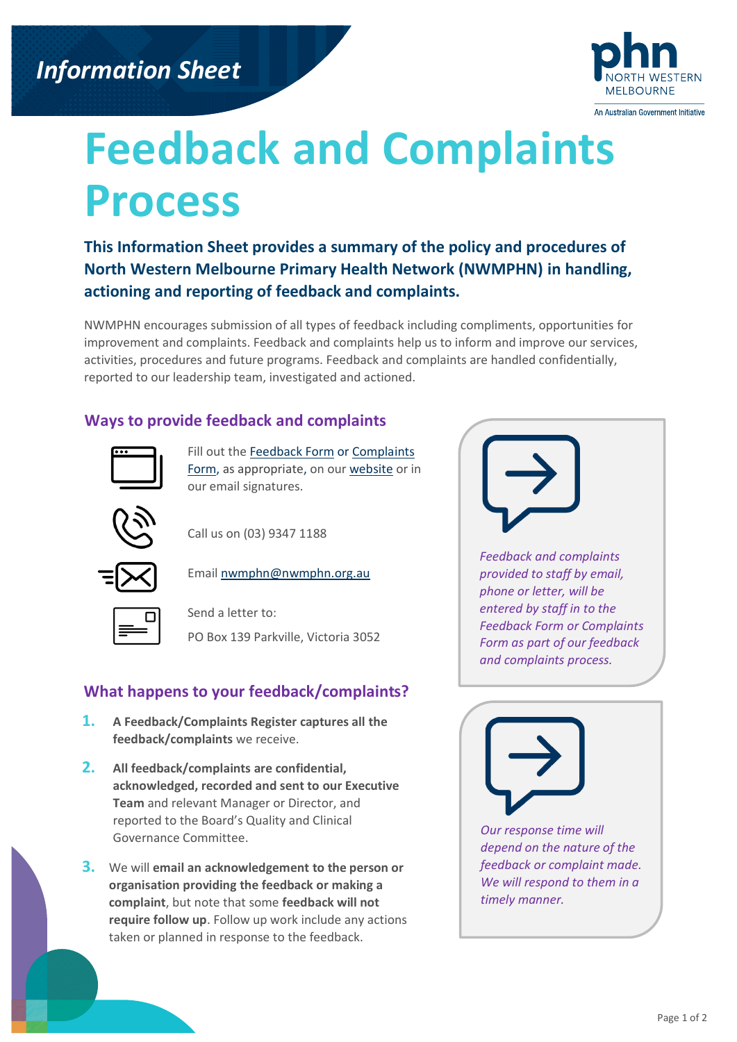Information Sheet

# Feedback and Complaints Process

**This Information Sheet provides a summary of the policy and procedures of North Western Melbourne Primary Health Network (NWMPHN) in handling, actioning and reporting of feedback and complaints.**

NWMPHN encourages submission of all types of feedback including compliments, opportunities for improvement and complaints. Feedback and complaints help us to inform and improve our services, activities, procedures and future programs. Feedback and complaints are handled confidentially, reported to our leadership team, investigated and actioned.

## Ways to provide feedback and complaints

Fill out the Feedback Form or Complaints Form, as appropriate, on our website or in our email signatures.

Call us on (03) 9347 1188

Email nwmphn@nwmphn.org.au

Send a letter to:

PO Box 139 Parkville, Victoria 3052

*Feedback and complaints provided to staff by email, phone or letter, will be entered by staff in to the Feedback Form or Complaints Form as part of our feedback and complaints process.*

## What happens to your feedback/complaints?

1. **A Feedback/Complaints Register captures all the feedback/complaints** we receive.
2. **All feedback/complaints are confidential, acknowledged, recorded and sent to our Executive Team** and relevant Manager or Director, and reported to the Board's Quality and Clinical Governance Committee.
3. We will **email an acknowledgement to the person or organisation providing the feedback or making a complaint**, but note that some **feedback will not require follow up**. Follow up work include any actions taken or planned in response to the feedback.

*Our response time will depend on the nature of the feedback or complaint made. We will respond to them in a timely manner.*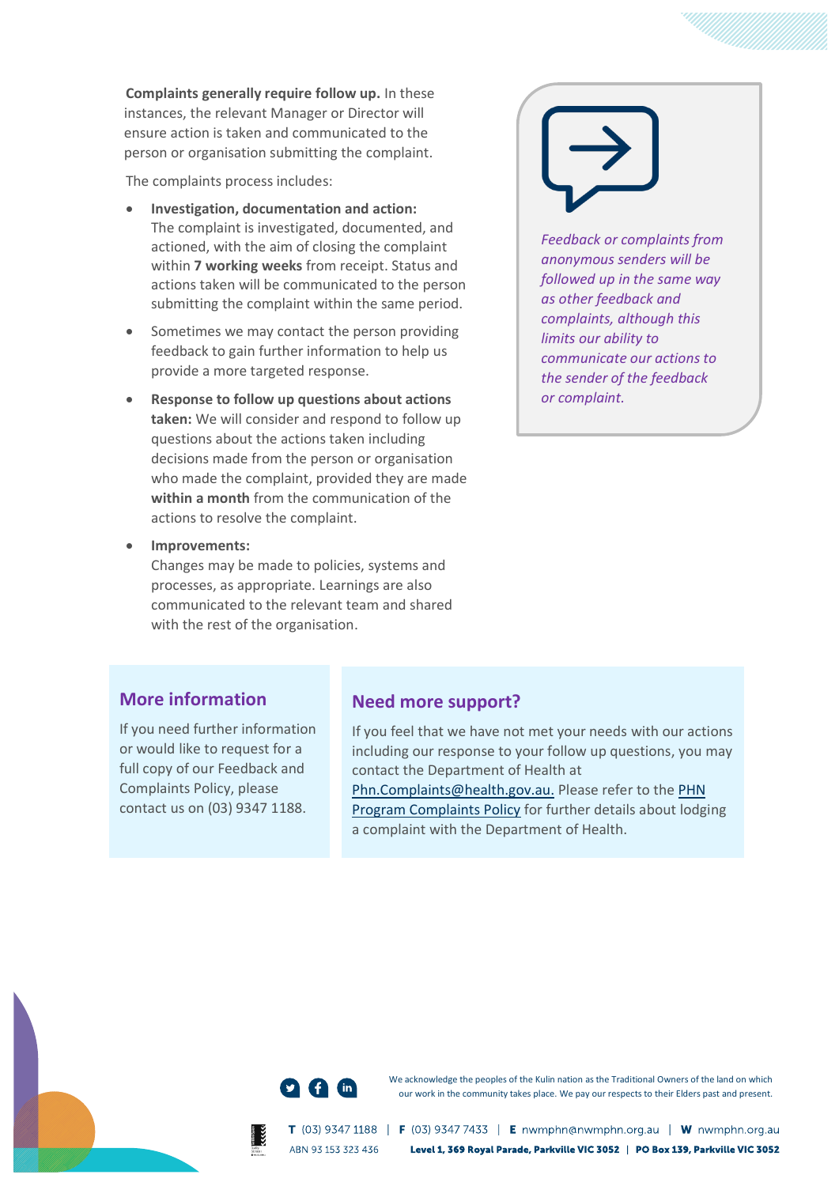**Complaints generally require follow up.** In these instances, the relevant Manager or Director will ensure action is taken and communicated to the person or organisation submitting the complaint.

The complaints process includes:

- **Investigation, documentation and action:** The complaint is investigated, documented, and actioned, with the aim of closing the complaint within **7 working weeks** from receipt. Status and actions taken will be communicated to the person submitting the complaint within the same period.
- Sometimes we may contact the person providing feedback to gain further information to help us provide a more targeted response.
- **Response to follow up questions about actions taken:** We will consider and respond to follow up questions about the actions taken including decisions made from the person or organisation who made the complaint, provided they are made **within a month** from the communication of the actions to resolve the complaint.
- **Improvements:** Changes may be made to policies, systems and processes, as appropriate. Learnings are also communicated to the relevant team and shared with the rest of the organisation.

*Feedback or complaints from anonymous senders will be followed up in the same way as other feedback and complaints, although this limits our ability to communicate our actions to the sender of the feedback or complaint.*

## More information

If you need further information or would like to request for a full copy of our Feedback and Complaints Policy, please contact us on (03) 9347 1188.

## Need more support?

If you feel that we have not met your needs with our actions including our response to your follow up questions, you may contact the Department of Health at Phn.Complaints@health.gov.au. Please refer to the PHN Program Complaints Policy for further details about lodging a complaint with the Department of Health.

We acknowledge the peoples of the Kulin nation as the Traditional Owners of the land on which our work in the community takes place. We pay our respects to their Elders past and present.

**T** (03) 9347 1188 | **F** (03) 9347 7433 | **E** nwmphn@nwmphn.org.au | **W** nwmphn.org.au

ABN 93 153 323 436 **Level 1, 369 Royal Parade, Parkville VIC 3052 | PO Box 139, Parkville VIC 3052**